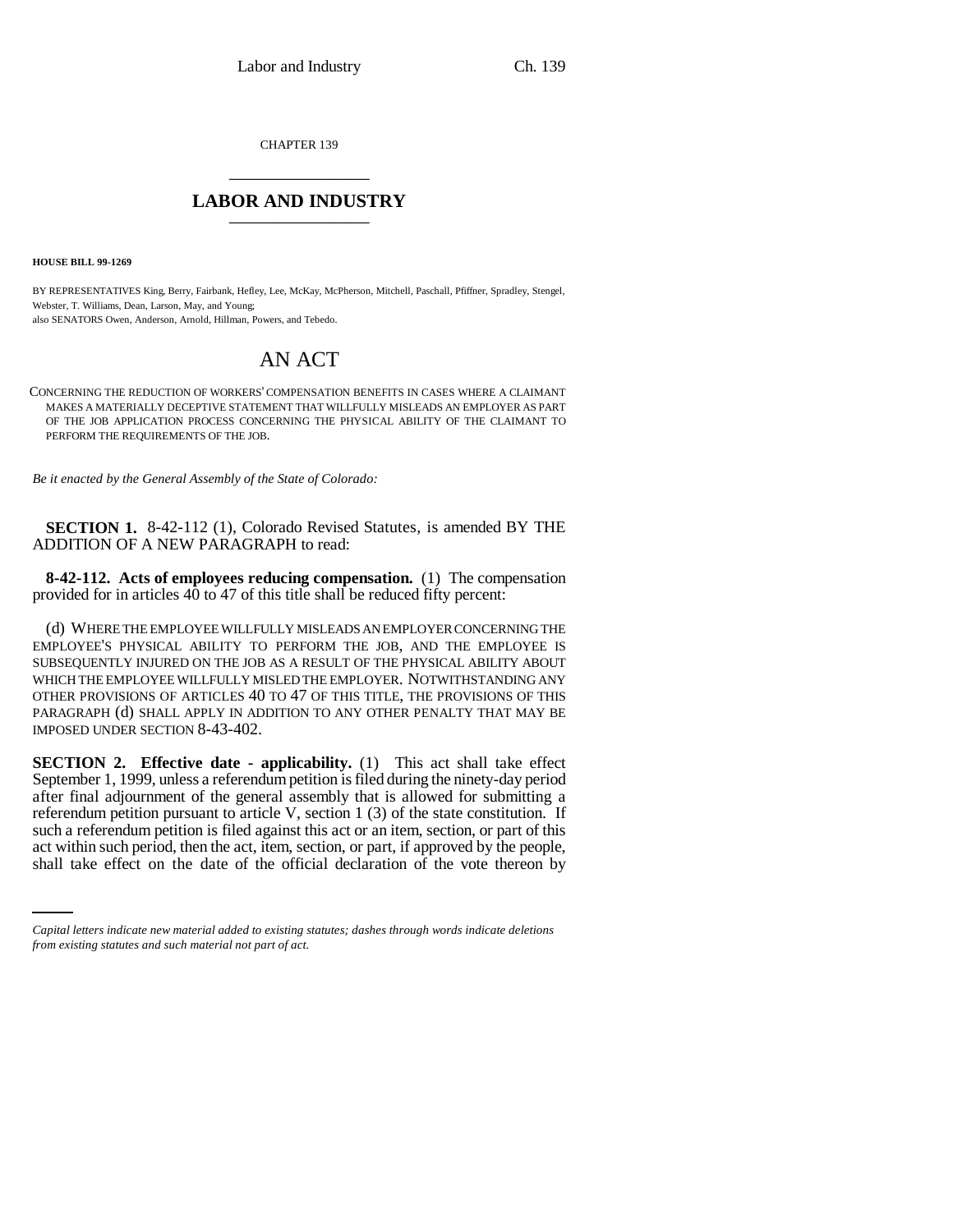CHAPTER 139

# LABOR AND INDUSTRY

**HOUSE BILL 99-1269**

BY REPRESENTATIVES King, Berry, Fairbank, Hefley, Lee, McKay, McPherson, Mitchell, Paschall, Pfiffner, Spradley, Stengel, Webster, T. Williams, Dean, Larson, May, and Young;
also SENATORS Owen, Anderson, Arnold, Hillman, Powers, and Tebedo.

# AN ACT

CONCERNING THE REDUCTION OF WORKERS' COMPENSATION BENEFITS IN CASES WHERE A CLAIMANT MAKES A MATERIALLY DECEPTIVE STATEMENT THAT WILLFULLY MISLEADS AN EMPLOYER AS PART OF THE JOB APPLICATION PROCESS CONCERNING THE PHYSICAL ABILITY OF THE CLAIMANT TO PERFORM THE REQUIREMENTS OF THE JOB.

*Be it enacted by the General Assembly of the State of Colorado:*

**SECTION 1.** 8-42-112 (1), Colorado Revised Statutes, is amended BY THE ADDITION OF A NEW PARAGRAPH to read:

**8-42-112. Acts of employees reducing compensation.** (1) The compensation provided for in articles 40 to 47 of this title shall be reduced fifty percent:

(d) WHERE THE EMPLOYEE WILLFULLY MISLEADS AN EMPLOYER CONCERNING THE EMPLOYEE'S PHYSICAL ABILITY TO PERFORM THE JOB, AND THE EMPLOYEE IS SUBSEQUENTLY INJURED ON THE JOB AS A RESULT OF THE PHYSICAL ABILITY ABOUT WHICH THE EMPLOYEE WILLFULLY MISLED THE EMPLOYER. NOTWITHSTANDING ANY OTHER PROVISIONS OF ARTICLES 40 TO 47 OF THIS TITLE, THE PROVISIONS OF THIS PARAGRAPH (d) SHALL APPLY IN ADDITION TO ANY OTHER PENALTY THAT MAY BE IMPOSED UNDER SECTION 8-43-402.

**SECTION 2. Effective date - applicability.** (1) This act shall take effect September 1, 1999, unless a referendum petition is filed during the ninety-day period after final adjournment of the general assembly that is allowed for submitting a referendum petition pursuant to article V, section 1 (3) of the state constitution. If such a referendum petition is filed against this act or an item, section, or part of this act within such period, then the act, item, section, or part, if approved by the people, shall take effect on the date of the official declaration of the vote thereon by

*Capital letters indicate new material added to existing statutes; dashes through words indicate deletions from existing statutes and such material not part of act.*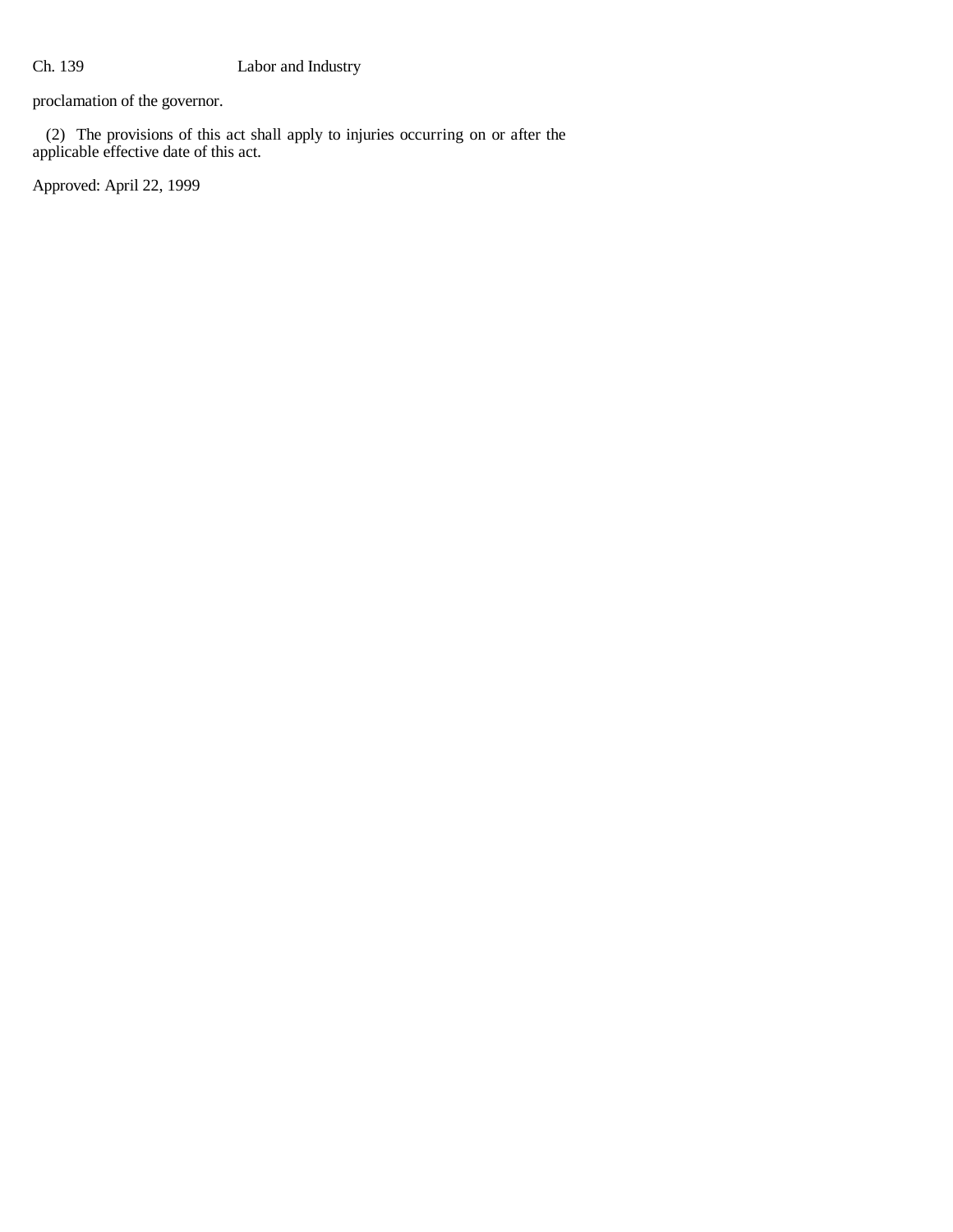proclamation of the governor.

(2) The provisions of this act shall apply to injuries occurring on or after the applicable effective date of this act.

Approved: April 22, 1999